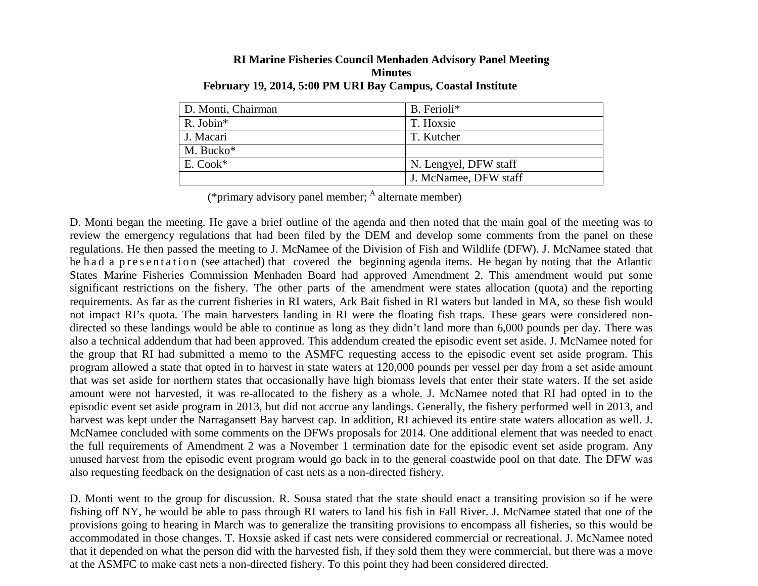**RI Marine Fisheries Council Menhaden Advisory Panel Meeting**
**Minutes**
**February 19, 2014, 5:00 PM URI Bay Campus, Coastal Institute**

| | |
|---|---|
| D. Monti, Chairman | B. Ferioli* |
| R. Jobin* | T. Hoxsie |
| J. Macari | T. Kutcher |
| M. Bucko* | |
| E. Cook* | N. Lengyel, DFW staff |
| | J. McNamee, DFW staff |

(*primary advisory panel member; [A] alternate member)

D. Monti began the meeting. He gave a brief outline of the agenda and then noted that the main goal of the meeting was to review the emergency regulations that had been filed by the DEM and develop some comments from the panel on these regulations. He then passed the meeting to J. McNamee of the Division of Fish and Wildlife (DFW). J. McNamee stated that he had a presentation (see attached) that covered the beginning agenda items. He began by noting that the Atlantic States Marine Fisheries Commission Menhaden Board had approved Amendment 2. This amendment would put some significant restrictions on the fishery. The other parts of the amendment were states allocation (quota) and the reporting requirements. As far as the current fisheries in RI waters, Ark Bait fished in RI waters but landed in MA, so these fish would not impact RI's quota. The main harvesters landing in RI were the floating fish traps. These gears were considered non-directed so these landings would be able to continue as long as they didn't land more than 6,000 pounds per day. There was also a technical addendum that had been approved. This addendum created the episodic event set aside. J. McNamee noted for the group that RI had submitted a memo to the ASMFC requesting access to the episodic event set aside program. This program allowed a state that opted in to harvest in state waters at 120,000 pounds per vessel per day from a set aside amount that was set aside for northern states that occasionally have high biomass levels that enter their state waters. If the set aside amount were not harvested, it was re-allocated to the fishery as a whole. J. McNamee noted that RI had opted in to the episodic event set aside program in 2013, but did not accrue any landings. Generally, the fishery performed well in 2013, and harvest was kept under the Narragansett Bay harvest cap. In addition, RI achieved its entire state waters allocation as well. J. McNamee concluded with some comments on the DFWs proposals for 2014. One additional element that was needed to enact the full requirements of Amendment 2 was a November 1 termination date for the episodic event set aside program. Any unused harvest from the episodic event program would go back in to the general coastwide pool on that date. The DFW was also requesting feedback on the designation of cast nets as a non-directed fishery.

D. Monti went to the group for discussion. R. Sousa stated that the state should enact a transiting provision so if he were fishing off NY, he would be able to pass through RI waters to land his fish in Fall River. J. McNamee stated that one of the provisions going to hearing in March was to generalize the transiting provisions to encompass all fisheries, so this would be accommodated in those changes. T. Hoxsie asked if cast nets were considered commercial or recreational. J. McNamee noted that it depended on what the person did with the harvested fish, if they sold them they were commercial, but there was a move at the ASMFC to make cast nets a non-directed fishery. To this point they had been considered directed.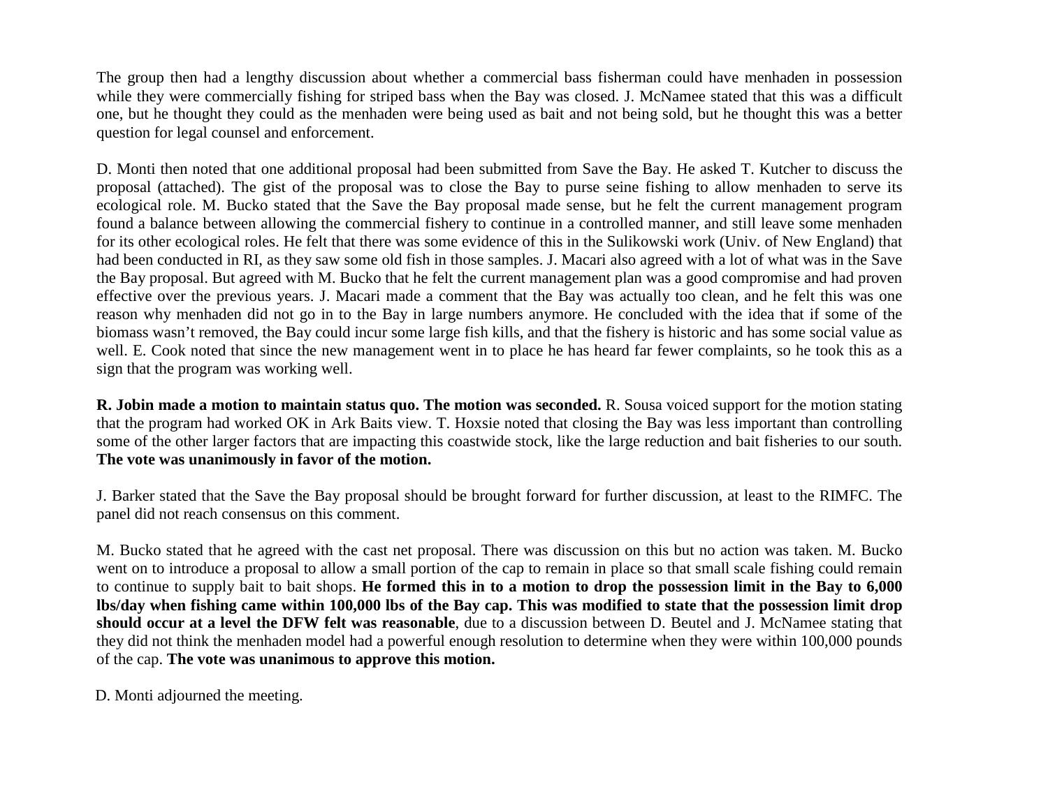The group then had a lengthy discussion about whether a commercial bass fisherman could have menhaden in possession while they were commercially fishing for striped bass when the Bay was closed. J. McNamee stated that this was a difficult one, but he thought they could as the menhaden were being used as bait and not being sold, but he thought this was a better question for legal counsel and enforcement.

D. Monti then noted that one additional proposal had been submitted from Save the Bay. He asked T. Kutcher to discuss the proposal (attached). The gist of the proposal was to close the Bay to purse seine fishing to allow menhaden to serve its ecological role. M. Bucko stated that the Save the Bay proposal made sense, but he felt the current management program found a balance between allowing the commercial fishery to continue in a controlled manner, and still leave some menhaden for its other ecological roles. He felt that there was some evidence of this in the Sulikowski work (Univ. of New England) that had been conducted in RI, as they saw some old fish in those samples. J. Macari also agreed with a lot of what was in the Save the Bay proposal. But agreed with M. Bucko that he felt the current management plan was a good compromise and had proven effective over the previous years. J. Macari made a comment that the Bay was actually too clean, and he felt this was one reason why menhaden did not go in to the Bay in large numbers anymore. He concluded with the idea that if some of the biomass wasn't removed, the Bay could incur some large fish kills, and that the fishery is historic and has some social value as well. E. Cook noted that since the new management went in to place he has heard far fewer complaints, so he took this as a sign that the program was working well.

**R. Jobin made a motion to maintain status quo. The motion was seconded.** R. Sousa voiced support for the motion stating that the program had worked OK in Ark Baits view. T. Hoxsie noted that closing the Bay was less important than controlling some of the other larger factors that are impacting this coastwide stock, like the large reduction and bait fisheries to our south. **The vote was unanimously in favor of the motion.**

J. Barker stated that the Save the Bay proposal should be brought forward for further discussion, at least to the RIMFC. The panel did not reach consensus on this comment.

M. Bucko stated that he agreed with the cast net proposal. There was discussion on this but no action was taken. M. Bucko went on to introduce a proposal to allow a small portion of the cap to remain in place so that small scale fishing could remain to continue to supply bait to bait shops. **He formed this in to a motion to drop the possession limit in the Bay to 6,000 lbs/day when fishing came within 100,000 lbs of the Bay cap. This was modified to state that the possession limit drop should occur at a level the DFW felt was reasonable**, due to a discussion between D. Beutel and J. McNamee stating that they did not think the menhaden model had a powerful enough resolution to determine when they were within 100,000 pounds of the cap. **The vote was unanimous to approve this motion.**

D. Monti adjourned the meeting.